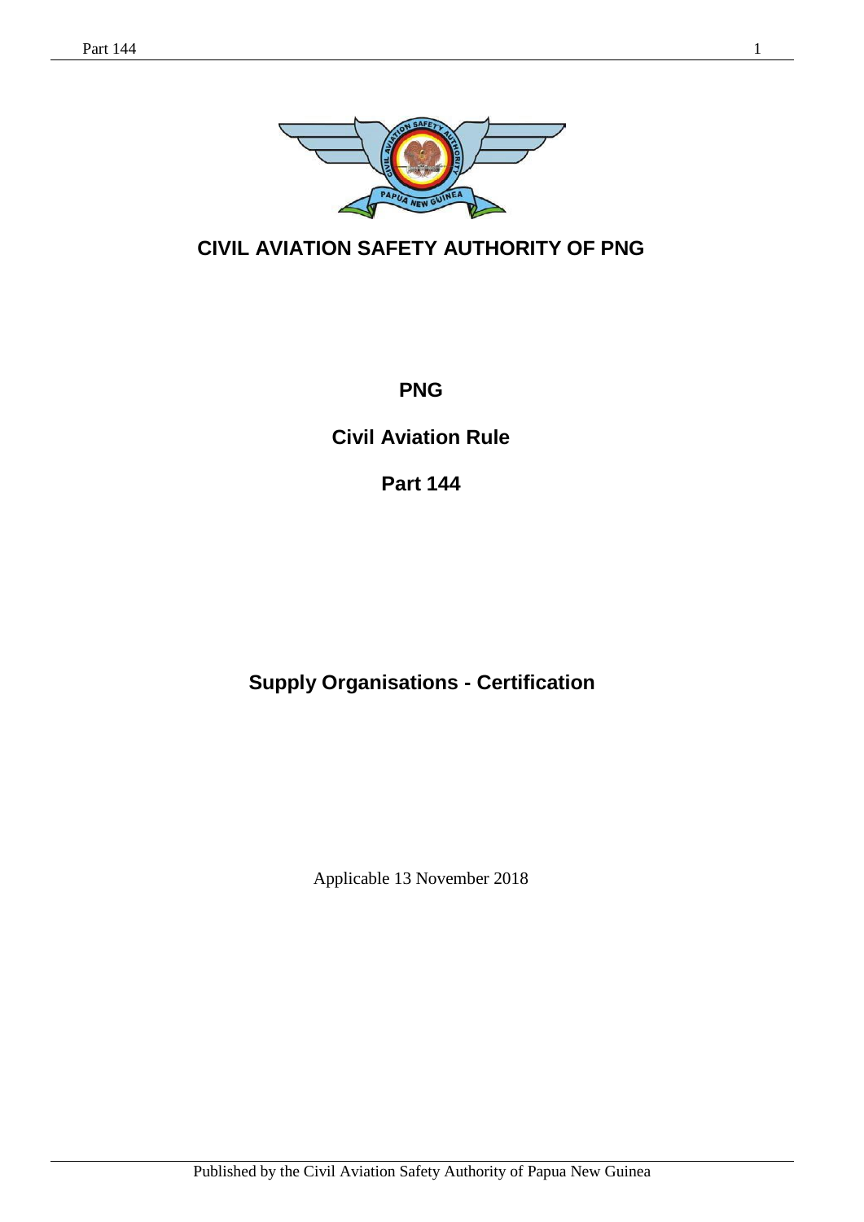# CIVIL AVIATION SAFETY AUTHORITY OF PNG

## PNG

## Civil Aviation Rule

## Part 144

# Supply Organisations - Certification

Applicable 13 November 2018

Published by the Civil Aviation Safety Authority of Papua New Guinea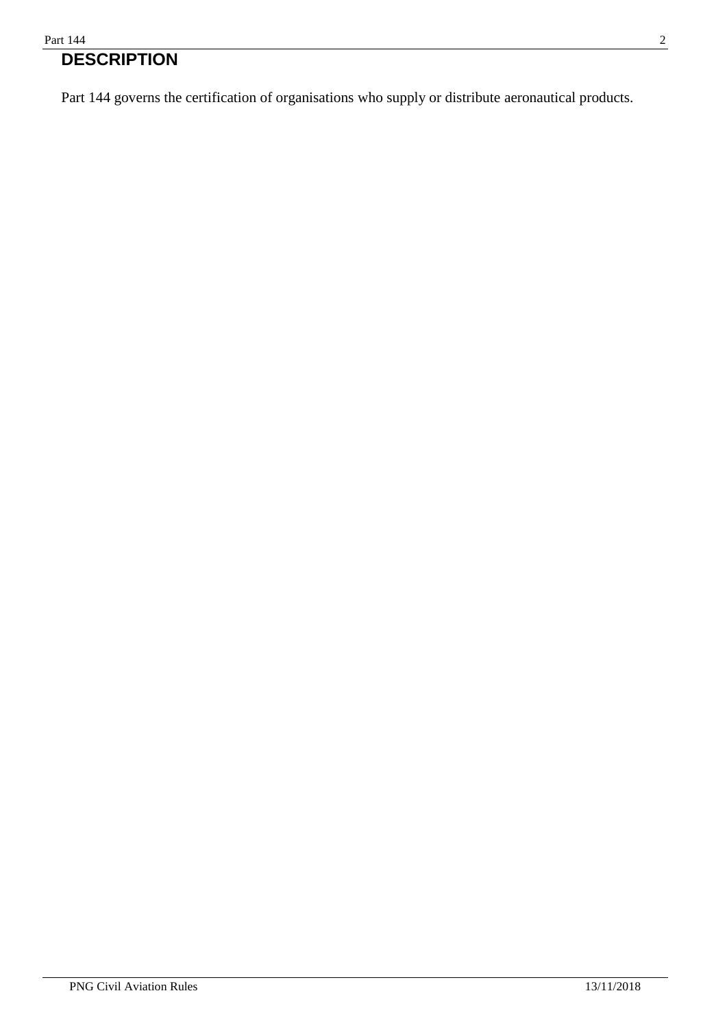# DESCRIPTION

Part 144 governs the certification of organisations who supply or distribute aeronautical products.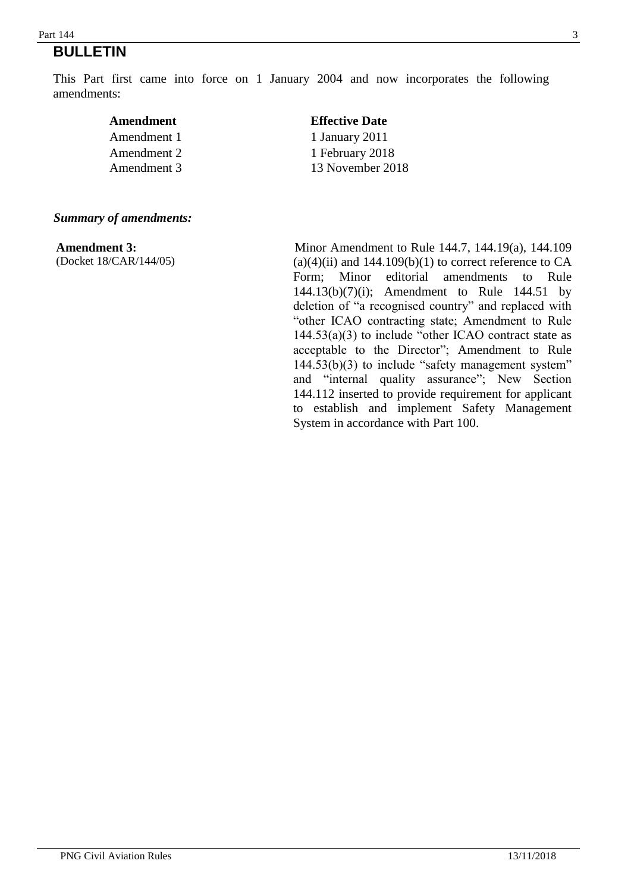# BULLETIN

This Part first came into force on 1 January 2004 and now incorporates the following amendments:

| Amendment | Effective Date |
|---|---|
| Amendment 1 | 1 January 2011 |
| Amendment 2 | 1 February 2018 |
| Amendment 3 | 13 November 2018 |

***Summary of amendments:***

**Amendment 3:**
(Docket 18/CAR/144/05)

Minor Amendment to Rule 144.7, 144.19(a), 144.109 (a)(4)(ii) and 144.109(b)(1) to correct reference to CA Form; Minor editorial amendments to Rule 144.13(b)(7)(i); Amendment to Rule 144.51 by deletion of "a recognised country" and replaced with "other ICAO contracting state; Amendment to Rule 144.53(a)(3) to include "other ICAO contract state as acceptable to the Director"; Amendment to Rule 144.53(b)(3) to include "safety management system" and "internal quality assurance"; New Section 144.112 inserted to provide requirement for applicant to establish and implement Safety Management System in accordance with Part 100.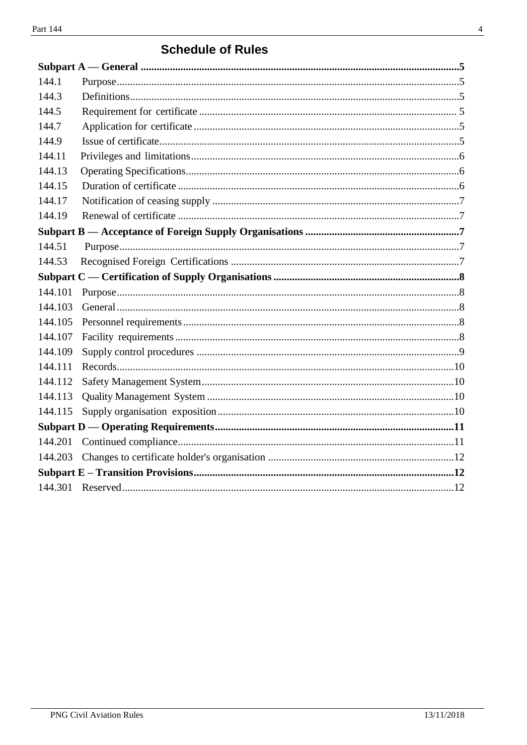# Schedule of Rules

**Subpart A — General ....................................................................................................................5**

144.1 Purpose..............................................................................................................................5

144.3 Definitions..........................................................................................................................5

144.5 Requirement for certificate ................................................................................................ 5

144.7 Application for certificate ..................................................................................................5

144.9 Issue of certificate...............................................................................................................5

144.11 Privileges and limitations...................................................................................................6

144.13 Operating Specifications.....................................................................................................6

144.15 Duration of certificate ........................................................................................................6

144.17 Notification of ceasing supply ...........................................................................................7

144.19 Renewal of certificate ........................................................................................................7

**Subpart B — Acceptance of Foreign Supply Organisations .........................................................7**

144.51 Purpose..............................................................................................................................7

144.53 Recognised Foreign Certifications .....................................................................................7

**Subpart C — Certification of Supply Organisations .....................................................................8**

144.101 Purpose..............................................................................................................................8

144.103 General..............................................................................................................................8

144.105 Personnel requirements......................................................................................................8

144.107 Facility requirements.........................................................................................................8

144.109 Supply control procedures .................................................................................................9

144.111 Records............................................................................................................................10

144.112 Safety Management System.............................................................................................10

144.113 Quality Management System ...........................................................................................10

144.115 Supply organisation exposition.......................................................................................10

**Subpart D — Operating Requirements.........................................................................................11**

144.201 Continued compliance......................................................................................................11

144.203 Changes to certificate holder's organisation ....................................................................12

**Subpart E – Transition Provisions................................................................................................12**

144.301 Reserved..........................................................................................................................12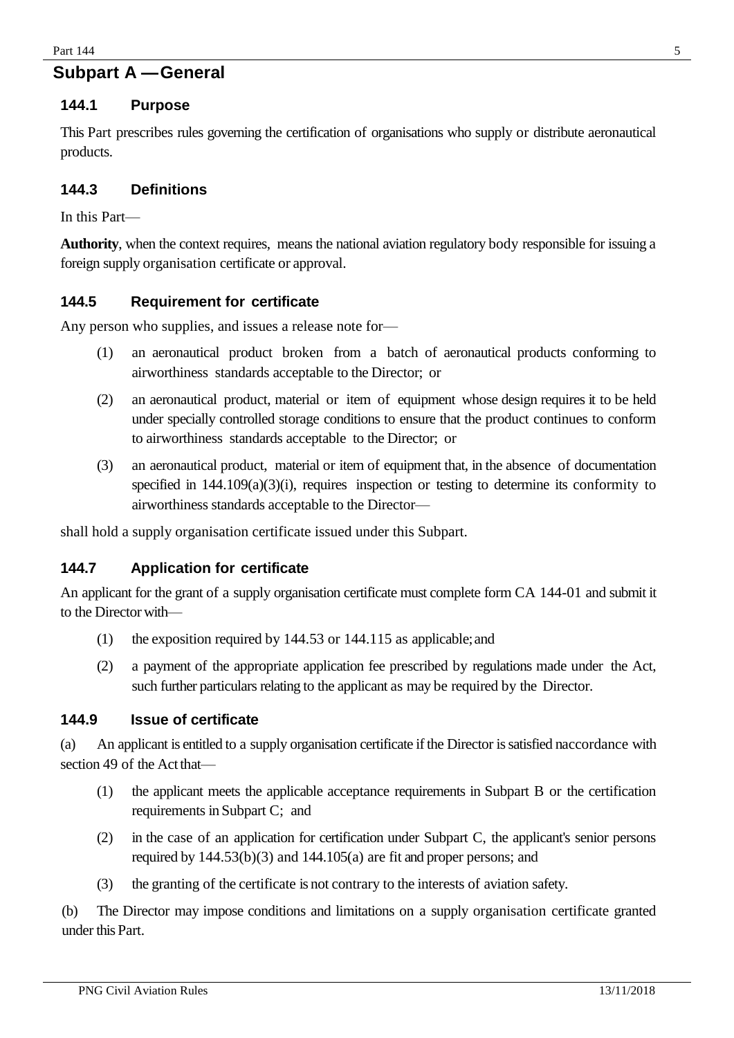## Subpart A — General

### 144.1 Purpose

This Part prescribes rules governing the certification of organisations who supply or distribute aeronautical products.

### 144.3 Definitions

In this Part—

**Authority**, when the context requires, means the national aviation regulatory body responsible for issuing a foreign supply organisation certificate or approval.

### 144.5 Requirement for certificate

Any person who supplies, and issues a release note for—

(1) an aeronautical product broken from a batch of aeronautical products conforming to airworthiness standards acceptable to the Director; or

(2) an aeronautical product, material or item of equipment whose design requires it to be held under specially controlled storage conditions to ensure that the product continues to conform to airworthiness standards acceptable to the Director; or

(3) an aeronautical product, material or item of equipment that, in the absence of documentation specified in 144.109(a)(3)(i), requires inspection or testing to determine its conformity to airworthiness standards acceptable to the Director—

shall hold a supply organisation certificate issued under this Subpart.

### 144.7 Application for certificate

An applicant for the grant of a supply organisation certificate must complete form CA 144-01 and submit it to the Director with—

(1) the exposition required by 144.53 or 144.115 as applicable; and

(2) a payment of the appropriate application fee prescribed by regulations made under the Act, such further particulars relating to the applicant as may be required by the Director.

### 144.9 Issue of certificate

(a) An applicant is entitled to a supply organisation certificate if the Director is satisfied naccordance with section 49 of the Act that—

(1) the applicant meets the applicable acceptance requirements in Subpart B or the certification requirements in Subpart C; and

(2) in the case of an application for certification under Subpart C, the applicant's senior persons required by 144.53(b)(3) and 144.105(a) are fit and proper persons; and

(3) the granting of the certificate is not contrary to the interests of aviation safety.

(b) The Director may impose conditions and limitations on a supply organisation certificate granted under this Part.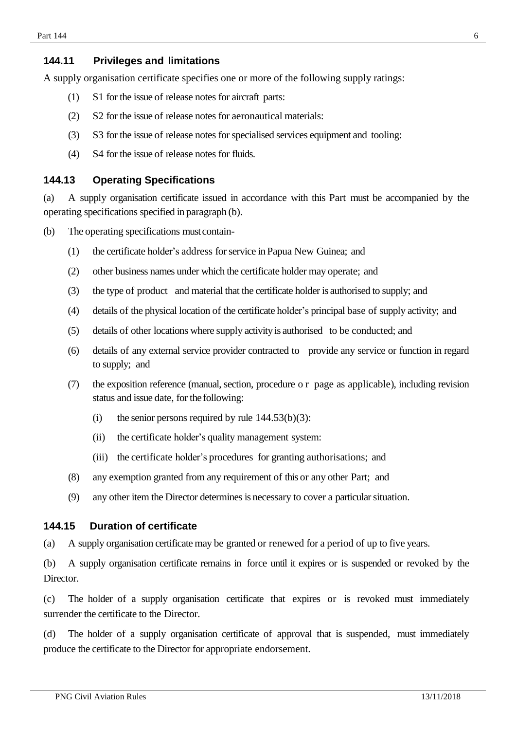### 144.11 Privileges and limitations

A supply organisation certificate specifies one or more of the following supply ratings:

(1) S1 for the issue of release notes for aircraft parts:

(2) S2 for the issue of release notes for aeronautical materials:

(3) S3 for the issue of release notes for specialised services equipment and tooling:

(4) S4 for the issue of release notes for fluids.

### 144.13 Operating Specifications

(a) A supply organisation certificate issued in accordance with this Part must be accompanied by the operating specifications specified in paragraph (b).

(b) The operating specifications must contain-

(1) the certificate holder's address for service in Papua New Guinea; and

(2) other business names under which the certificate holder may operate; and

(3) the type of product and material that the certificate holder is authorised to supply; and

(4) details of the physical location of the certificate holder's principal base of supply activity; and

(5) details of other locations where supply activity is authorised to be conducted; and

(6) details of any external service provider contracted to provide any service or function in regard to supply; and

(7) the exposition reference (manual, section, procedure or page as applicable), including revision status and issue date, for the following:

(i) the senior persons required by rule 144.53(b)(3):

(ii) the certificate holder's quality management system:

(iii) the certificate holder's procedures for granting authorisations; and

(8) any exemption granted from any requirement of this or any other Part; and

(9) any other item the Director determines is necessary to cover a particular situation.

### 144.15 Duration of certificate

(a) A supply organisation certificate may be granted or renewed for a period of up to five years.

(b) A supply organisation certificate remains in force until it expires or is suspended or revoked by the Director.

(c) The holder of a supply organisation certificate that expires or is revoked must immediately surrender the certificate to the Director.

(d) The holder of a supply organisation certificate of approval that is suspended, must immediately produce the certificate to the Director for appropriate endorsement.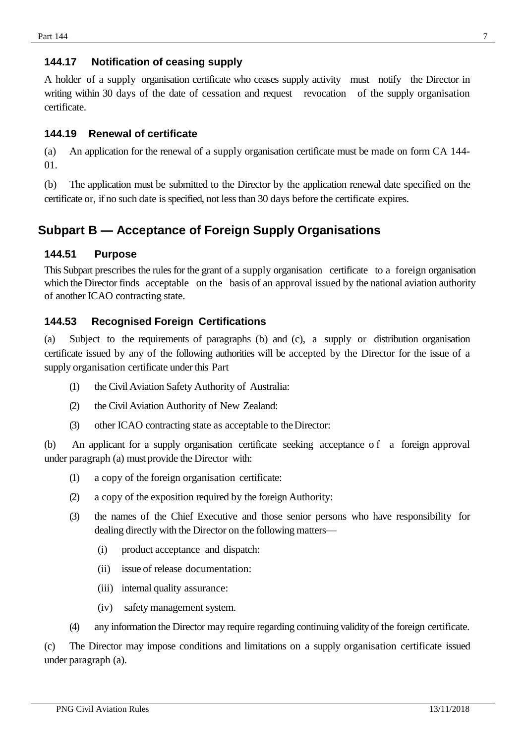### 144.17 Notification of ceasing supply

A holder of a supply organisation certificate who ceases supply activity must notify the Director in writing within 30 days of the date of cessation and request revocation of the supply organisation certificate.

### 144.19 Renewal of certificate

(a) An application for the renewal of a supply organisation certificate must be made on form CA 144-01.

(b) The application must be submitted to the Director by the application renewal date specified on the certificate or, if no such date is specified, not less than 30 days before the certificate expires.

## Subpart B — Acceptance of Foreign Supply Organisations

### 144.51 Purpose

This Subpart prescribes the rules for the grant of a supply organisation certificate to a foreign organisation which the Director finds acceptable on the basis of an approval issued by the national aviation authority of another ICAO contracting state.

### 144.53 Recognised Foreign Certifications

(a) Subject to the requirements of paragraphs (b) and (c), a supply or distribution organisation certificate issued by any of the following authorities will be accepted by the Director for the issue of a supply organisation certificate under this Part

- (1) the Civil Aviation Safety Authority of Australia:
- (2) the Civil Aviation Authority of New Zealand:
- (3) other ICAO contracting state as acceptable to the Director:

(b) An applicant for a supply organisation certificate seeking acceptance of a foreign approval under paragraph (a) must provide the Director with:

- (1) a copy of the foreign organisation certificate:
- (2) a copy of the exposition required by the foreign Authority:
- (3) the names of the Chief Executive and those senior persons who have responsibility for dealing directly with the Director on the following matters—
  - (i) product acceptance and dispatch:
  - (ii) issue of release documentation:
  - (iii) internal quality assurance:
  - (iv) safety management system.
- (4) any information the Director may require regarding continuing validity of the foreign certificate.

(c) The Director may impose conditions and limitations on a supply organisation certificate issued under paragraph (a).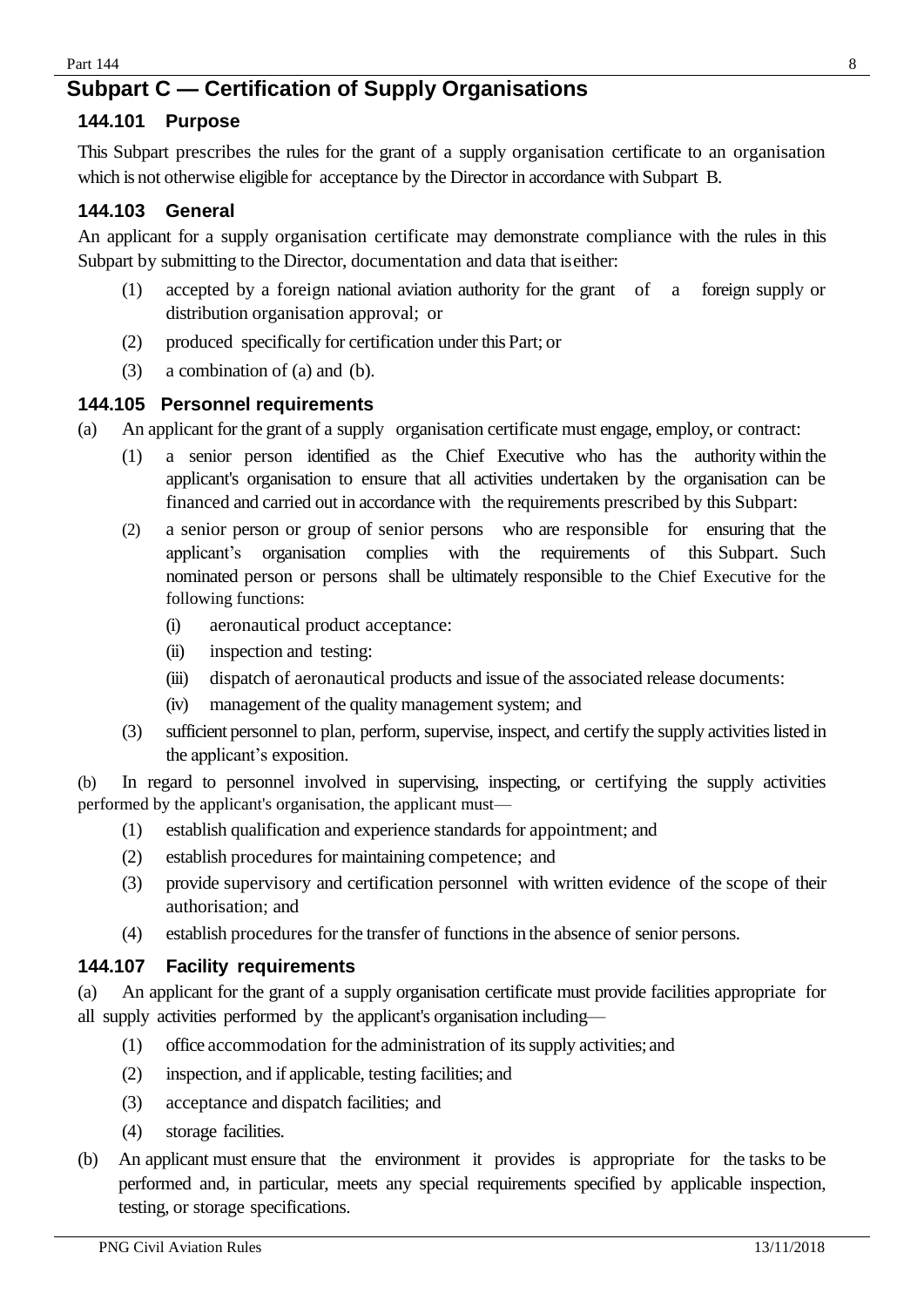## Subpart C — Certification of Supply Organisations

### 144.101 Purpose

This Subpart prescribes the rules for the grant of a supply organisation certificate to an organisation which is not otherwise eligible for acceptance by the Director in accordance with Subpart B.

### 144.103 General

An applicant for a supply organisation certificate may demonstrate compliance with the rules in this Subpart by submitting to the Director, documentation and data that is either:

(1) accepted by a foreign national aviation authority for the grant of a foreign supply or distribution organisation approval; or

(2) produced specifically for certification under this Part; or

(3) a combination of (a) and (b).

### 144.105 Personnel requirements

(a) An applicant for the grant of a supply organisation certificate must engage, employ, or contract:

(1) a senior person identified as the Chief Executive who has the authority within the applicant's organisation to ensure that all activities undertaken by the organisation can be financed and carried out in accordance with the requirements prescribed by this Subpart:

(2) a senior person or group of senior persons who are responsible for ensuring that the applicant's organisation complies with the requirements of this Subpart. Such nominated person or persons shall be ultimately responsible to the Chief Executive for the following functions:

(i) aeronautical product acceptance:

(ii) inspection and testing:

(iii) dispatch of aeronautical products and issue of the associated release documents:

(iv) management of the quality management system; and

(3) sufficient personnel to plan, perform, supervise, inspect, and certify the supply activities listed in the applicant's exposition.

(b) In regard to personnel involved in supervising, inspecting, or certifying the supply activities performed by the applicant's organisation, the applicant must—

(1) establish qualification and experience standards for appointment; and

(2) establish procedures for maintaining competence; and

(3) provide supervisory and certification personnel with written evidence of the scope of their authorisation; and

(4) establish procedures for the transfer of functions in the absence of senior persons.

### 144.107 Facility requirements

(a) An applicant for the grant of a supply organisation certificate must provide facilities appropriate for all supply activities performed by the applicant's organisation including—

(1) office accommodation for the administration of its supply activities; and

(2) inspection, and if applicable, testing facilities; and

(3) acceptance and dispatch facilities; and

(4) storage facilities.

(b) An applicant must ensure that the environment it provides is appropriate for the tasks to be performed and, in particular, meets any special requirements specified by applicable inspection, testing, or storage specifications.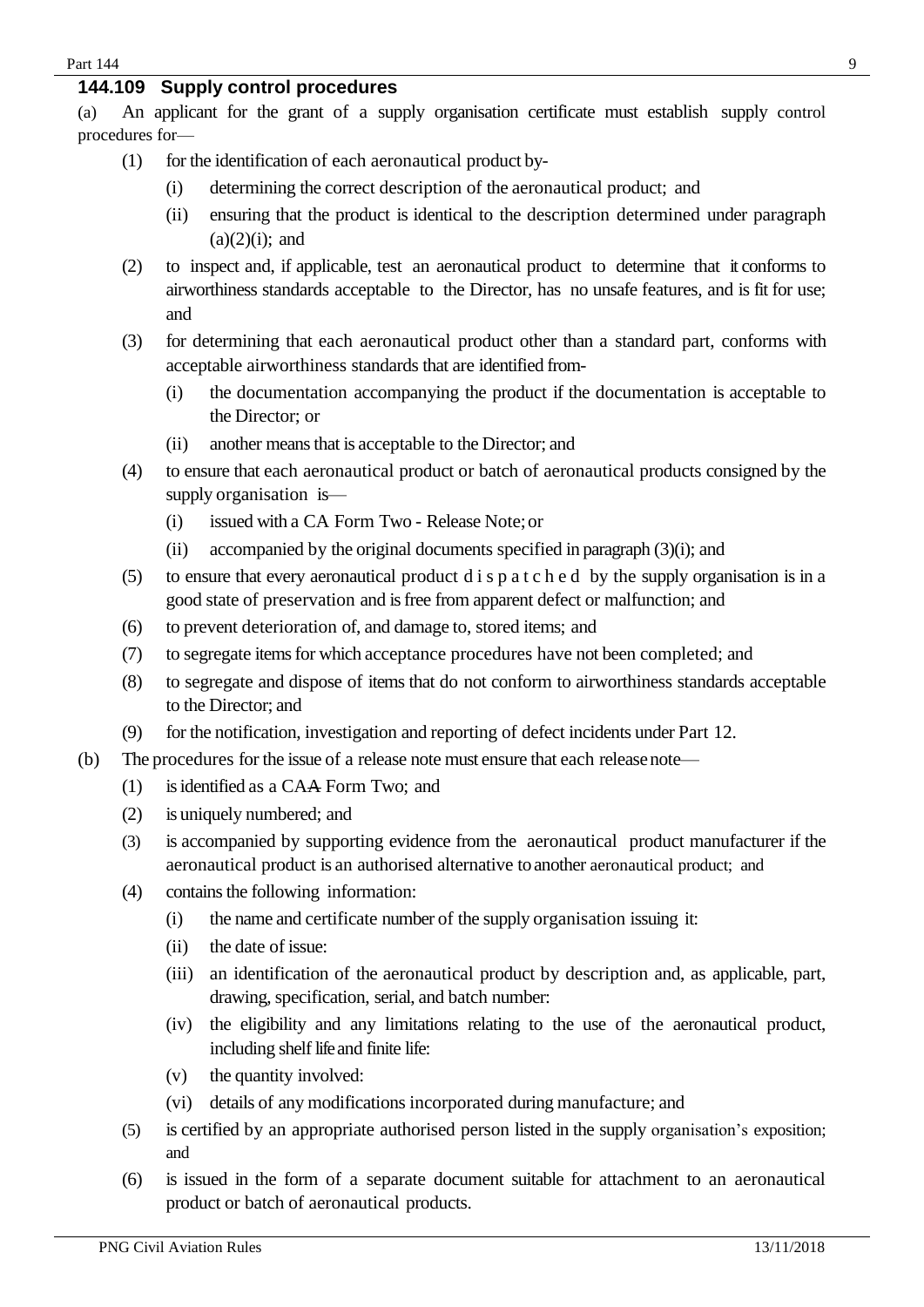### 144.109 Supply control procedures

(a) An applicant for the grant of a supply organisation certificate must establish supply control procedures for—

- (1) for the identification of each aeronautical product by-
  - (i) determining the correct description of the aeronautical product; and
  - (ii) ensuring that the product is identical to the description determined under paragraph (a)(2)(i); and
- (2) to inspect and, if applicable, test an aeronautical product to determine that it conforms to airworthiness standards acceptable to the Director, has no unsafe features, and is fit for use; and
- (3) for determining that each aeronautical product other than a standard part, conforms with acceptable airworthiness standards that are identified from-
  - (i) the documentation accompanying the product if the documentation is acceptable to the Director; or
  - (ii) another means that is acceptable to the Director; and
- (4) to ensure that each aeronautical product or batch of aeronautical products consigned by the supply organisation is—
  - (i) issued with a CA Form Two - Release Note; or
  - (ii) accompanied by the original documents specified in paragraph (3)(i); and
- (5) to ensure that every aeronautical product dispatched by the supply organisation is in a good state of preservation and is free from apparent defect or malfunction; and
- (6) to prevent deterioration of, and damage to, stored items; and
- (7) to segregate items for which acceptance procedures have not been completed; and
- (8) to segregate and dispose of items that do not conform to airworthiness standards acceptable to the Director; and
- (9) for the notification, investigation and reporting of defect incidents under Part 12.

(b) The procedures for the issue of a release note must ensure that each release note—

- (1) is identified as a CA~~A~~ Form Two; and
- (2) is uniquely numbered; and
- (3) is accompanied by supporting evidence from the aeronautical product manufacturer if the aeronautical product is an authorised alternative to another aeronautical product; and
- (4) contains the following information:
  - (i) the name and certificate number of the supply organisation issuing it:
  - (ii) the date of issue:
  - (iii) an identification of the aeronautical product by description and, as applicable, part, drawing, specification, serial, and batch number:
  - (iv) the eligibility and any limitations relating to the use of the aeronautical product, including shelf life and finite life:
  - (v) the quantity involved:
  - (vi) details of any modifications incorporated during manufacture; and
- (5) is certified by an appropriate authorised person listed in the supply organisation's exposition; and
- (6) is issued in the form of a separate document suitable for attachment to an aeronautical product or batch of aeronautical products.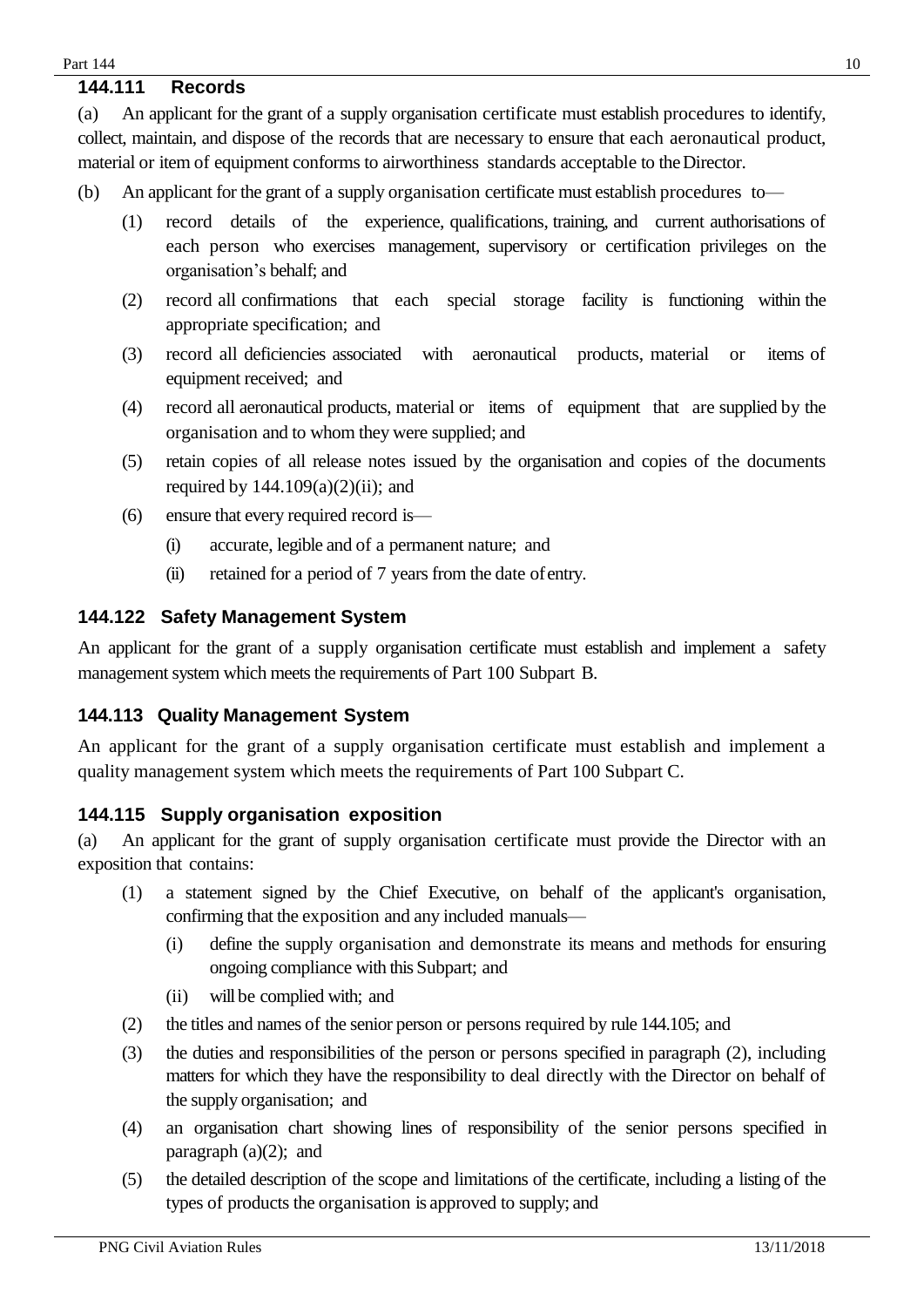### 144.111 Records

(a) An applicant for the grant of a supply organisation certificate must establish procedures to identify, collect, maintain, and dispose of the records that are necessary to ensure that each aeronautical product, material or item of equipment conforms to airworthiness standards acceptable to the Director.

(b) An applicant for the grant of a supply organisation certificate must establish procedures to—

- (1) record details of the experience, qualifications, training, and current authorisations of each person who exercises management, supervisory or certification privileges on the organisation's behalf; and
- (2) record all confirmations that each special storage facility is functioning within the appropriate specification; and
- (3) record all deficiencies associated with aeronautical products, material or items of equipment received; and
- (4) record all aeronautical products, material or items of equipment that are supplied by the organisation and to whom they were supplied; and
- (5) retain copies of all release notes issued by the organisation and copies of the documents required by 144.109(a)(2)(ii); and
- (6) ensure that every required record is—
  - (i) accurate, legible and of a permanent nature; and
  - (ii) retained for a period of 7 years from the date of entry.

### 144.122 Safety Management System

An applicant for the grant of a supply organisation certificate must establish and implement a safety management system which meets the requirements of Part 100 Subpart B.

### 144.113 Quality Management System

An applicant for the grant of a supply organisation certificate must establish and implement a quality management system which meets the requirements of Part 100 Subpart C.

### 144.115 Supply organisation exposition

(a) An applicant for the grant of supply organisation certificate must provide the Director with an exposition that contains:

- (1) a statement signed by the Chief Executive, on behalf of the applicant's organisation, confirming that the exposition and any included manuals—
  - (i) define the supply organisation and demonstrate its means and methods for ensuring ongoing compliance with this Subpart; and
  - (ii) will be complied with; and
- (2) the titles and names of the senior person or persons required by rule 144.105; and
- (3) the duties and responsibilities of the person or persons specified in paragraph (2), including matters for which they have the responsibility to deal directly with the Director on behalf of the supply organisation; and
- (4) an organisation chart showing lines of responsibility of the senior persons specified in paragraph (a)(2); and
- (5) the detailed description of the scope and limitations of the certificate, including a listing of the types of products the organisation is approved to supply; and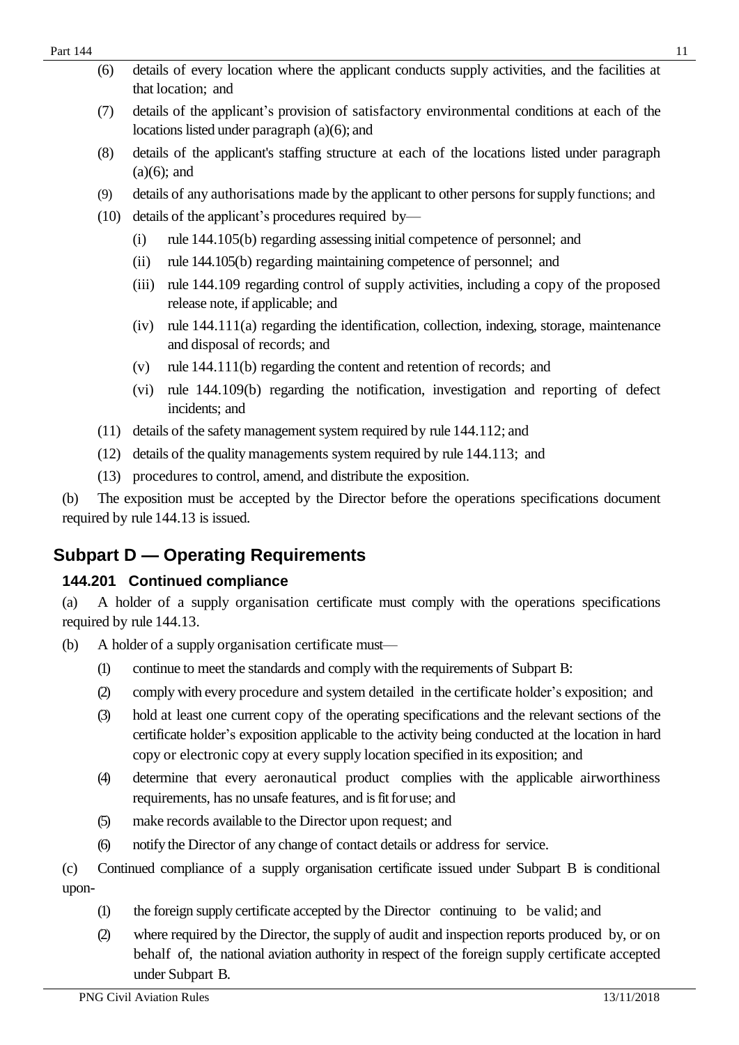(6) details of every location where the applicant conducts supply activities, and the facilities at that location; and

(7) details of the applicant's provision of satisfactory environmental conditions at each of the locations listed under paragraph (a)(6); and

(8) details of the applicant's staffing structure at each of the locations listed under paragraph (a)(6); and

(9) details of any authorisations made by the applicant to other persons for supply functions; and

(10) details of the applicant's procedures required by—

 (i) rule 144.105(b) regarding assessing initial competence of personnel; and

 (ii) rule 144.105(b) regarding maintaining competence of personnel; and

 (iii) rule 144.109 regarding control of supply activities, including a copy of the proposed release note, if applicable; and

 (iv) rule 144.111(a) regarding the identification, collection, indexing, storage, maintenance and disposal of records; and

 (v) rule 144.111(b) regarding the content and retention of records; and

 (vi) rule 144.109(b) regarding the notification, investigation and reporting of defect incidents; and

(11) details of the safety management system required by rule 144.112; and

(12) details of the quality managements system required by rule 144.113; and

(13) procedures to control, amend, and distribute the exposition.

(b) The exposition must be accepted by the Director before the operations specifications document required by rule 144.13 is issued.

## Subpart D — Operating Requirements

### 144.201 Continued compliance

(a) A holder of a supply organisation certificate must comply with the operations specifications required by rule 144.13.

(b) A holder of a supply organisation certificate must—

 (1) continue to meet the standards and comply with the requirements of Subpart B:

 (2) comply with every procedure and system detailed in the certificate holder's exposition; and

 (3) hold at least one current copy of the operating specifications and the relevant sections of the certificate holder's exposition applicable to the activity being conducted at the location in hard copy or electronic copy at every supply location specified in its exposition; and

 (4) determine that every aeronautical product complies with the applicable airworthiness requirements, has no unsafe features, and is fit for use; and

 (5) make records available to the Director upon request; and

 (6) notify the Director of any change of contact details or address for service.

(c) Continued compliance of a supply organisation certificate issued under Subpart B is conditional upon-

 (1) the foreign supply certificate accepted by the Director continuing to be valid; and

 (2) where required by the Director, the supply of audit and inspection reports produced by, or on behalf of, the national aviation authority in respect of the foreign supply certificate accepted under Subpart B.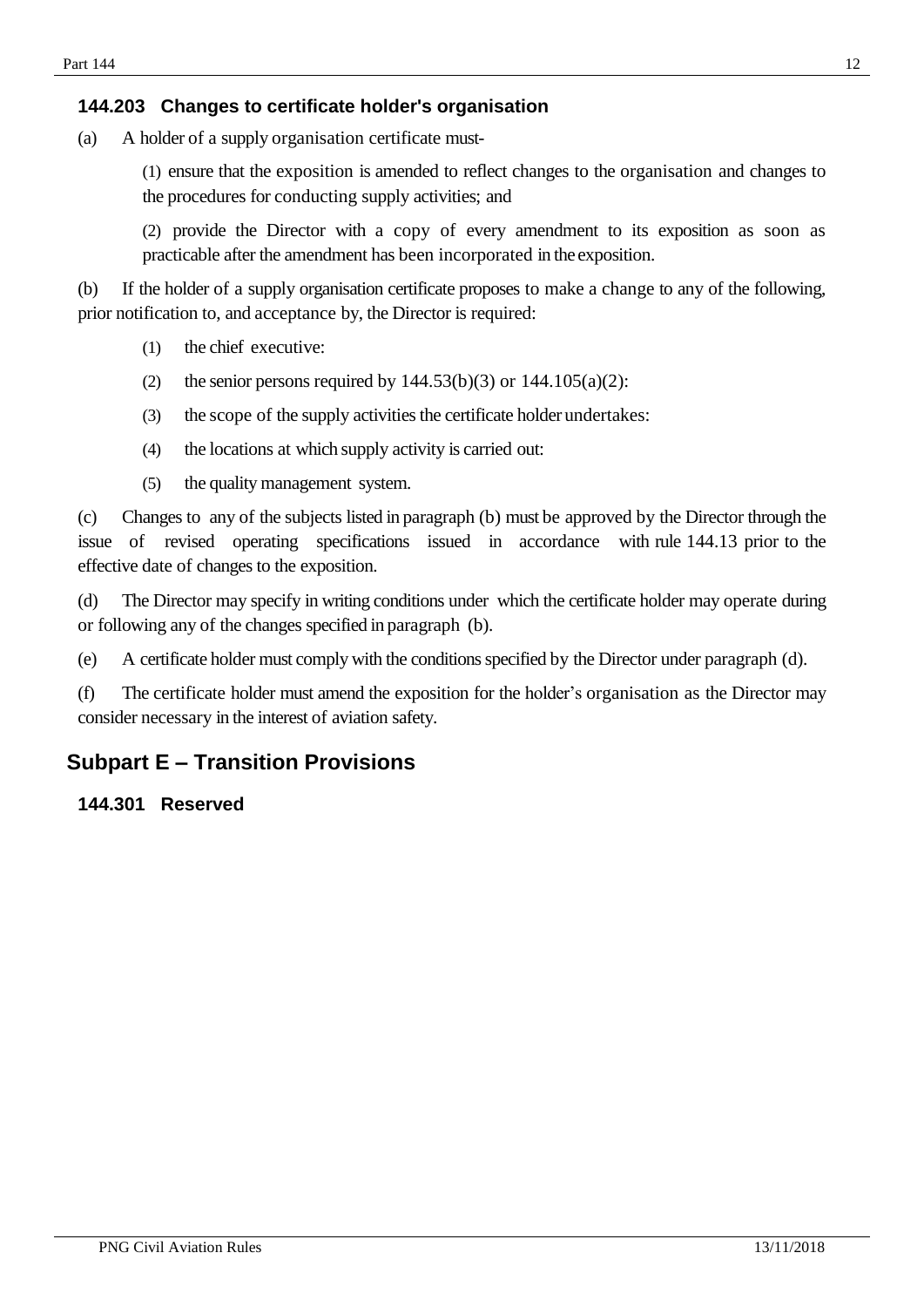### 144.203 Changes to certificate holder's organisation

(a) A holder of a supply organisation certificate must-

(1) ensure that the exposition is amended to reflect changes to the organisation and changes to the procedures for conducting supply activities; and

(2) provide the Director with a copy of every amendment to its exposition as soon as practicable after the amendment has been incorporated in the exposition.

(b) If the holder of a supply organisation certificate proposes to make a change to any of the following, prior notification to, and acceptance by, the Director is required:

(1) the chief executive:

(2) the senior persons required by 144.53(b)(3) or 144.105(a)(2):

(3) the scope of the supply activities the certificate holder undertakes:

(4) the locations at which supply activity is carried out:

(5) the quality management system.

(c) Changes to any of the subjects listed in paragraph (b) must be approved by the Director through the issue of revised operating specifications issued in accordance with rule 144.13 prior to the effective date of changes to the exposition.

(d) The Director may specify in writing conditions under which the certificate holder may operate during or following any of the changes specified in paragraph (b).

(e) A certificate holder must comply with the conditions specified by the Director under paragraph (d).

(f) The certificate holder must amend the exposition for the holder's organisation as the Director may consider necessary in the interest of aviation safety.

## Subpart E – Transition Provisions

### 144.301 Reserved